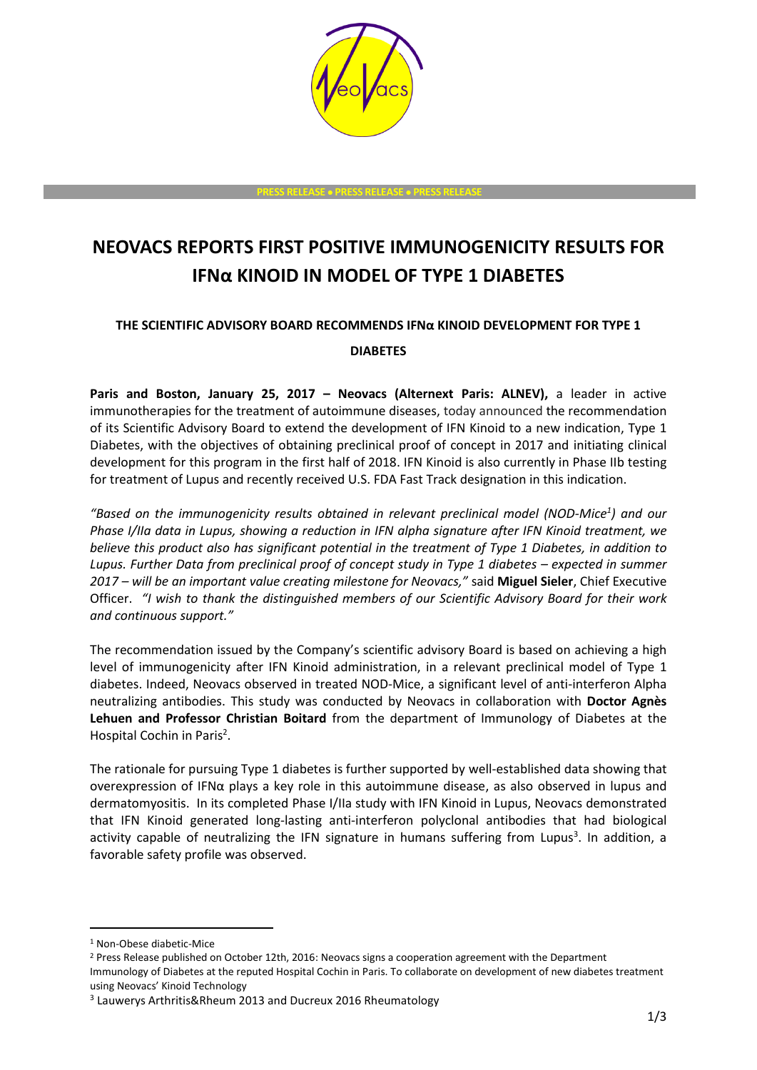PRESS RELEASE • PRESS RELEASE • PRESS RELEASE

# NEOVACS REPORTS FIRST POSITIVE IMMUNOGENICITY RESULTS FOR IFNα KINOID IN MODEL OF TYPE 1 DIABETES

### THE SCIENTIFIC ADVISORY BOARD RECOMMENDS IFNα KINOID DEVELOPMENT FOR TYPE 1 DIABETES

**Paris and Boston, January 25, 2017 – Neovacs (Alternext Paris: ALNEV),** a leader in active immunotherapies for the treatment of autoimmune diseases, today announced the recommendation of its Scientific Advisory Board to extend the development of IFN Kinoid to a new indication, Type 1 Diabetes, with the objectives of obtaining preclinical proof of concept in 2017 and initiating clinical development for this program in the first half of 2018. IFN Kinoid is also currently in Phase IIb testing for treatment of Lupus and recently received U.S. FDA Fast Track designation in this indication.

*"Based on the immunogenicity results obtained in relevant preclinical model (NOD-Mice[1]) and our Phase I/IIa data in Lupus, showing a reduction in IFN alpha signature after IFN Kinoid treatment, we believe this product also has significant potential in the treatment of Type 1 Diabetes, in addition to Lupus. Further Data from preclinical proof of concept study in Type 1 diabetes – expected in summer 2017 – will be an important value creating milestone for Neovacs,"* said **Miguel Sieler**, Chief Executive Officer. *"I wish to thank the distinguished members of our Scientific Advisory Board for their work and continuous support."*

The recommendation issued by the Company's scientific advisory Board is based on achieving a high level of immunogenicity after IFN Kinoid administration, in a relevant preclinical model of Type 1 diabetes. Indeed, Neovacs observed in treated NOD-Mice, a significant level of anti-interferon Alpha neutralizing antibodies. This study was conducted by Neovacs in collaboration with **Doctor Agnès Lehuen and Professor Christian Boitard** from the department of Immunology of Diabetes at the Hospital Cochin in Paris[2].

The rationale for pursuing Type 1 diabetes is further supported by well-established data showing that overexpression of IFNα plays a key role in this autoimmune disease, as also observed in lupus and dermatomyositis. In its completed Phase I/IIa study with IFN Kinoid in Lupus, Neovacs demonstrated that IFN Kinoid generated long-lasting anti-interferon polyclonal antibodies that had biological activity capable of neutralizing the IFN signature in humans suffering from Lupus[3]. In addition, a favorable safety profile was observed.

---

[1] Non-Obese diabetic-Mice

[2] Press Release published on October 12th, 2016: Neovacs signs a cooperation agreement with the Department Immunology of Diabetes at the reputed Hospital Cochin in Paris. To collaborate on development of new diabetes treatment using Neovacs' Kinoid Technology

[3] Lauwerys Arthritis&Rheum 2013 and Ducreux 2016 Rheumatology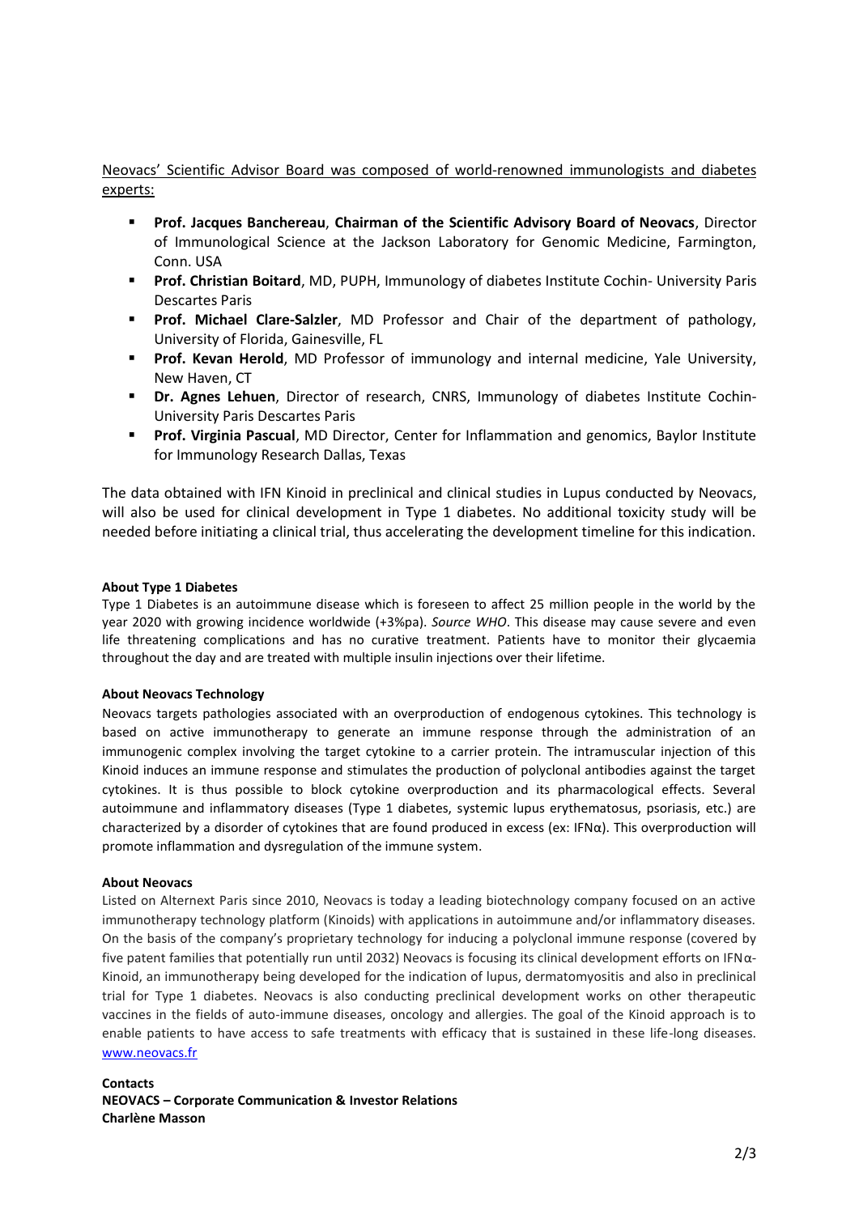<u>Neovacs' Scientific Advisor Board was composed of world-renowned immunologists and diabetes experts:</u>

- **Prof. Jacques Banchereau**, **Chairman of the Scientific Advisory Board of Neovacs**, Director of Immunological Science at the Jackson Laboratory for Genomic Medicine, Farmington, Conn. USA
- **Prof. Christian Boitard**, MD, PUPH, Immunology of diabetes Institute Cochin- University Paris Descartes Paris
- **Prof. Michael Clare-Salzler**, MD Professor and Chair of the department of pathology, University of Florida, Gainesville, FL
- **Prof. Kevan Herold**, MD Professor of immunology and internal medicine, Yale University, New Haven, CT
- **Dr. Agnes Lehuen**, Director of research, CNRS, Immunology of diabetes Institute Cochin-University Paris Descartes Paris
- **Prof. Virginia Pascual**, MD Director, Center for Inflammation and genomics, Baylor Institute for Immunology Research Dallas, Texas

The data obtained with IFN Kinoid in preclinical and clinical studies in Lupus conducted by Neovacs, will also be used for clinical development in Type 1 diabetes. No additional toxicity study will be needed before initiating a clinical trial, thus accelerating the development timeline for this indication.

**About Type 1 Diabetes**

Type 1 Diabetes is an autoimmune disease which is foreseen to affect 25 million people in the world by the year 2020 with growing incidence worldwide (+3%pa). *Source WHO*. This disease may cause severe and even life threatening complications and has no curative treatment. Patients have to monitor their glycaemia throughout the day and are treated with multiple insulin injections over their lifetime.

**About Neovacs Technology**

Neovacs targets pathologies associated with an overproduction of endogenous cytokines. This technology is based on active immunotherapy to generate an immune response through the administration of an immunogenic complex involving the target cytokine to a carrier protein. The intramuscular injection of this Kinoid induces an immune response and stimulates the production of polyclonal antibodies against the target cytokines. It is thus possible to block cytokine overproduction and its pharmacological effects. Several autoimmune and inflammatory diseases (Type 1 diabetes, systemic lupus erythematosus, psoriasis, etc.) are characterized by a disorder of cytokines that are found produced in excess (ex: IFNα). This overproduction will promote inflammation and dysregulation of the immune system.

**About Neovacs**

Listed on Alternext Paris since 2010, Neovacs is today a leading biotechnology company focused on an active immunotherapy technology platform (Kinoids) with applications in autoimmune and/or inflammatory diseases. On the basis of the company's proprietary technology for inducing a polyclonal immune response (covered by five patent families that potentially run until 2032) Neovacs is focusing its clinical development efforts on IFNα-Kinoid, an immunotherapy being developed for the indication of lupus, dermatomyositis and also in preclinical trial for Type 1 diabetes. Neovacs is also conducting preclinical development works on other therapeutic vaccines in the fields of auto-immune diseases, oncology and allergies. The goal of the Kinoid approach is to enable patients to have access to safe treatments with efficacy that is sustained in these life-long diseases. [www.neovacs.fr](http://www.neovacs.fr)

**Contacts**
**NEOVACS – Corporate Communication & Investor Relations**
**Charlène Masson**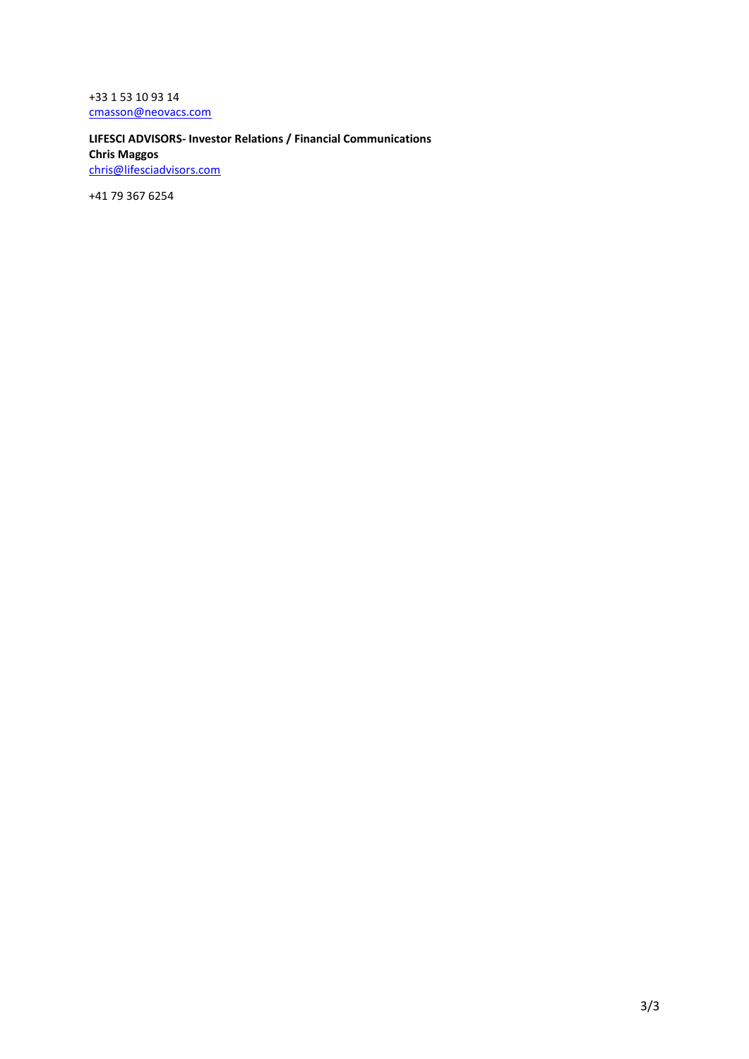+33 1 53 10 93 14
cmasson@neovacs.com

**LIFESCI ADVISORS- Investor Relations / Financial Communications**
**Chris Maggos**
chris@lifesciadvisors.com

+41 79 367 6254